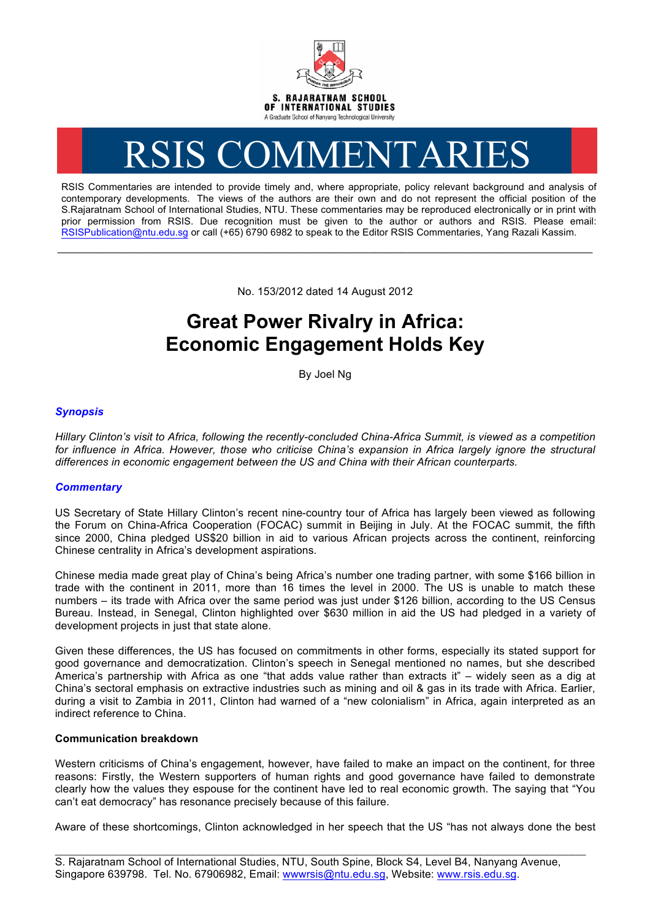S. RAJARATNAM SCHOOL OF INTERNATIONAL STUDIES
A Graduate School of Nanyang Technological University

# RSIS COMMENTARIES

RSIS Commentaries are intended to provide timely and, where appropriate, policy relevant background and analysis of contemporary developments. The views of the authors are their own and do not represent the official position of the S.Rajaratnam School of International Studies, NTU. These commentaries may be reproduced electronically or in print with prior permission from RSIS. Due recognition must be given to the author or authors and RSIS. Please email: RSISPublication@ntu.edu.sg or call (+65) 6790 6982 to speak to the Editor RSIS Commentaries, Yang Razali Kassim.

---

No. 153/2012 dated 14 August 2012

# Great Power Rivalry in Africa: Economic Engagement Holds Key

By Joel Ng

### *Synopsis*

*Hillary Clinton's visit to Africa, following the recently-concluded China-Africa Summit, is viewed as a competition for influence in Africa. However, those who criticise China's expansion in Africa largely ignore the structural differences in economic engagement between the US and China with their African counterparts.*

### *Commentary*

US Secretary of State Hillary Clinton's recent nine-country tour of Africa has largely been viewed as following the Forum on China-Africa Cooperation (FOCAC) summit in Beijing in July. At the FOCAC summit, the fifth since 2000, China pledged US$20 billion in aid to various African projects across the continent, reinforcing Chinese centrality in Africa's development aspirations.

Chinese media made great play of China's being Africa's number one trading partner, with some $166 billion in trade with the continent in 2011, more than 16 times the level in 2000. The US is unable to match these numbers – its trade with Africa over the same period was just under $126 billion, according to the US Census Bureau. Instead, in Senegal, Clinton highlighted over $630 million in aid the US had pledged in a variety of development projects in just that state alone.

Given these differences, the US has focused on commitments in other forms, especially its stated support for good governance and democratization. Clinton's speech in Senegal mentioned no names, but she described America's partnership with Africa as one "that adds value rather than extracts it" – widely seen as a dig at China's sectoral emphasis on extractive industries such as mining and oil & gas in its trade with Africa. Earlier, during a visit to Zambia in 2011, Clinton had warned of a "new colonialism" in Africa, again interpreted as an indirect reference to China.

**Communication breakdown**

Western criticisms of China's engagement, however, have failed to make an impact on the continent, for three reasons: Firstly, the Western supporters of human rights and good governance have failed to demonstrate clearly how the values they espouse for the continent have led to real economic growth. The saying that "You can't eat democracy" has resonance precisely because of this failure.

Aware of these shortcomings, Clinton acknowledged in her speech that the US "has not always done the best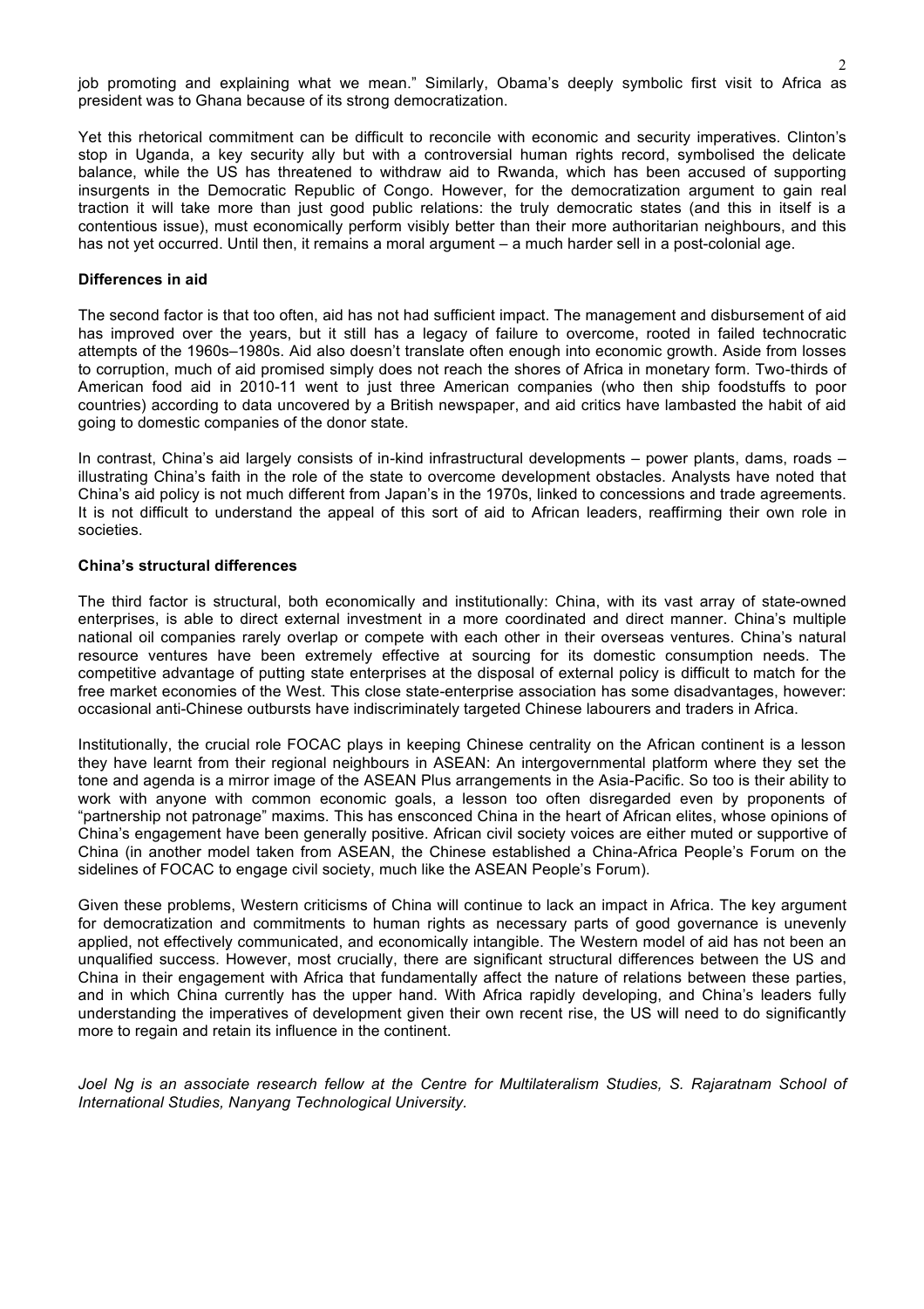job promoting and explaining what we mean." Similarly, Obama's deeply symbolic first visit to Africa as president was to Ghana because of its strong democratization.

Yet this rhetorical commitment can be difficult to reconcile with economic and security imperatives. Clinton's stop in Uganda, a key security ally but with a controversial human rights record, symbolised the delicate balance, while the US has threatened to withdraw aid to Rwanda, which has been accused of supporting insurgents in the Democratic Republic of Congo. However, for the democratization argument to gain real traction it will take more than just good public relations: the truly democratic states (and this in itself is a contentious issue), must economically perform visibly better than their more authoritarian neighbours, and this has not yet occurred. Until then, it remains a moral argument – a much harder sell in a post-colonial age.

**Differences in aid**

The second factor is that too often, aid has not had sufficient impact. The management and disbursement of aid has improved over the years, but it still has a legacy of failure to overcome, rooted in failed technocratic attempts of the 1960s–1980s. Aid also doesn't translate often enough into economic growth. Aside from losses to corruption, much of aid promised simply does not reach the shores of Africa in monetary form. Two-thirds of American food aid in 2010-11 went to just three American companies (who then ship foodstuffs to poor countries) according to data uncovered by a British newspaper, and aid critics have lambasted the habit of aid going to domestic companies of the donor state.

In contrast, China's aid largely consists of in-kind infrastructural developments – power plants, dams, roads – illustrating China's faith in the role of the state to overcome development obstacles. Analysts have noted that China's aid policy is not much different from Japan's in the 1970s, linked to concessions and trade agreements. It is not difficult to understand the appeal of this sort of aid to African leaders, reaffirming their own role in societies.

**China's structural differences**

The third factor is structural, both economically and institutionally: China, with its vast array of state-owned enterprises, is able to direct external investment in a more coordinated and direct manner. China's multiple national oil companies rarely overlap or compete with each other in their overseas ventures. China's natural resource ventures have been extremely effective at sourcing for its domestic consumption needs. The competitive advantage of putting state enterprises at the disposal of external policy is difficult to match for the free market economies of the West. This close state-enterprise association has some disadvantages, however: occasional anti-Chinese outbursts have indiscriminately targeted Chinese labourers and traders in Africa.

Institutionally, the crucial role FOCAC plays in keeping Chinese centrality on the African continent is a lesson they have learnt from their regional neighbours in ASEAN: An intergovernmental platform where they set the tone and agenda is a mirror image of the ASEAN Plus arrangements in the Asia-Pacific. So too is their ability to work with anyone with common economic goals, a lesson too often disregarded even by proponents of "partnership not patronage" maxims. This has ensconced China in the heart of African elites, whose opinions of China's engagement have been generally positive. African civil society voices are either muted or supportive of China (in another model taken from ASEAN, the Chinese established a China-Africa People's Forum on the sidelines of FOCAC to engage civil society, much like the ASEAN People's Forum).

Given these problems, Western criticisms of China will continue to lack an impact in Africa. The key argument for democratization and commitments to human rights as necessary parts of good governance is unevenly applied, not effectively communicated, and economically intangible. The Western model of aid has not been an unqualified success. However, most crucially, there are significant structural differences between the US and China in their engagement with Africa that fundamentally affect the nature of relations between these parties, and in which China currently has the upper hand. With Africa rapidly developing, and China's leaders fully understanding the imperatives of development given their own recent rise, the US will need to do significantly more to regain and retain its influence in the continent.

*Joel Ng is an associate research fellow at the Centre for Multilateralism Studies, S. Rajaratnam School of International Studies, Nanyang Technological University.*